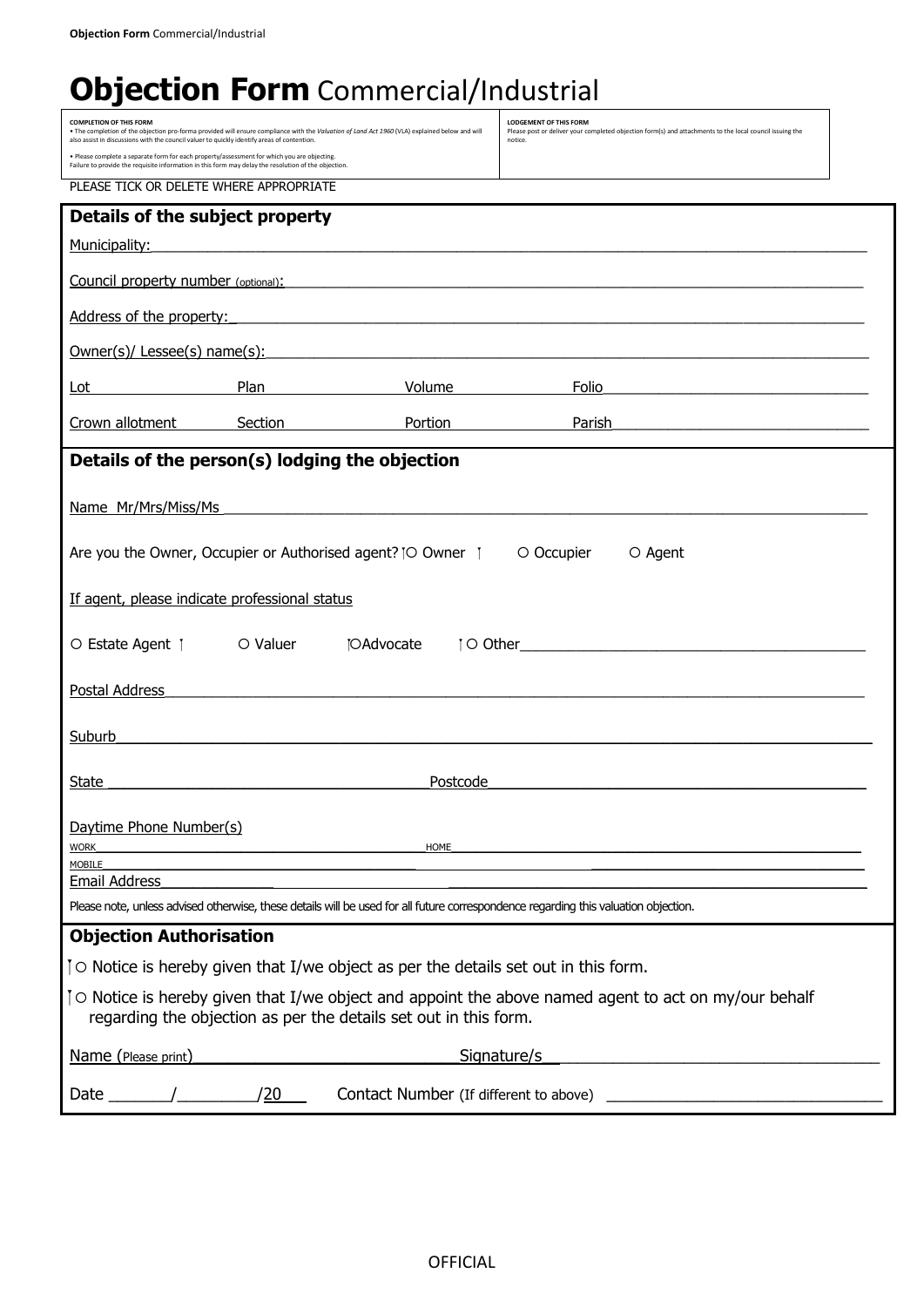# **Objection Form** Commercial/Industrial

| **COMPLETION OF THIS FORM** | **LODGEMENT OF THIS FORM** |
| --- | --- |
| • The completion of the objection pro-forma provided will ensure compliance with the *Valuation of Land Act 1960* (VLA) explained below and will also assist in discussions with the council valuer to quickly identify areas of contention.<br><br>• Please complete a separate form for each property/assessment for which you are objecting. Failure to provide the requisite information in this form may delay the resolution of the objection. | Please post or deliver your completed objection form(s) and attachments to the local council issuing the notice. |

PLEASE TICK OR DELETE WHERE APPROPRIATE

## Details of the subject property

Municipality: ____________________

Council property number (optional): ____________________

Address of the property: ____________________

Owner(s)/ Lessee(s) name(s): ____________________

Lot ________ Plan ________ Volume ________ Folio ________

Crown allotment ________ Section ________ Portion ________ Parish ________

## Details of the person(s) lodging the objection

Name Mr/Mrs/Miss/Ms ____________________

Are you the Owner, Occupier or Authorised agent? ○ Owner ○ Occupier ○ Agent

If agent, please indicate professional status

○ Estate Agent ○ Valuer ○ Advocate ○ Other ____________________

Postal Address ____________________

Suburb ____________________

State ____________________ Postcode ____________________

Daytime Phone Number(s)

WORK ____________________ HOME ____________________

MOBILE ____________________

Email Address ____________________

Please note, unless advised otherwise, these details will be used for all future correspondence regarding this valuation objection.

## Objection Authorisation

○ Notice is hereby given that I/we object as per the details set out in this form.

○ Notice is hereby given that I/we object and appoint the above named agent to act on my/our behalf regarding the objection as per the details set out in this form.

Name (Please print) ____________________ Signature/s ____________________

Date ______/________/20___ Contact Number (If different to above) ____________________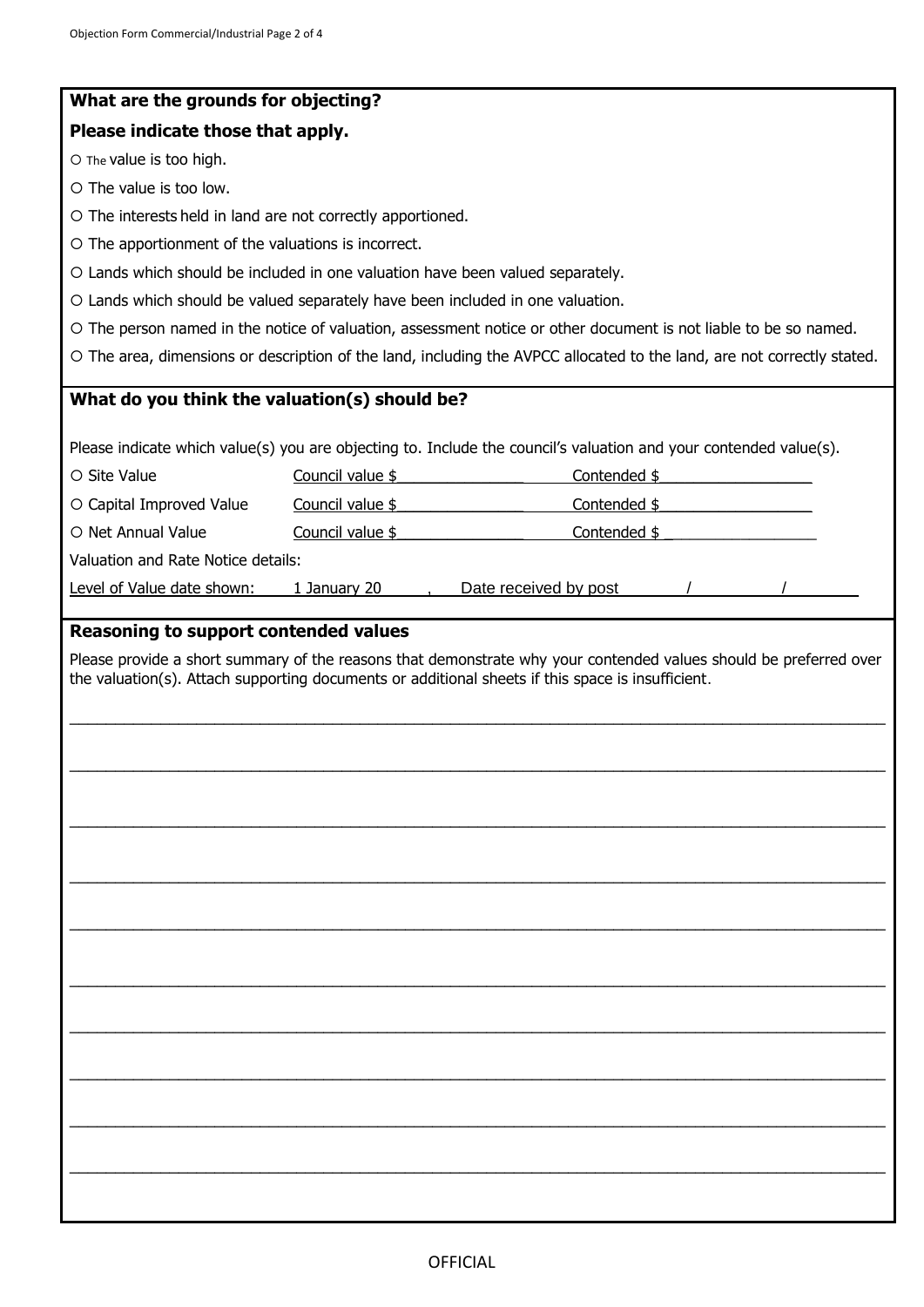**What are the grounds for objecting?**

**Please indicate those that apply.**

○ The value is too high.

○ The value is too low.

○ The interests held in land are not correctly apportioned.

○ The apportionment of the valuations is incorrect.

○ Lands which should be included in one valuation have been valued separately.

○ Lands which should be valued separately have been included in one valuation.

○ The person named in the notice of valuation, assessment notice or other document is not liable to be so named.

○ The area, dimensions or description of the land, including the AVPCC allocated to the land, are not correctly stated.

**What do you think the valuation(s) should be?**

Please indicate which value(s) you are objecting to. Include the council's valuation and your contended value(s).

| | | |
|---|---|---|
| ○ Site Value | Council value $\_\_\_\_\_\_\_\_\_\_\_\_\_\_ | Contended $\_\_\_\_\_\_\_\_\_\_\_\_\_\_\_\_\_ |
| ○ Capital Improved Value | Council value $\_\_\_\_\_\_\_\_\_\_\_\_\_\_ | Contended $\_\_\_\_\_\_\_\_\_\_\_\_\_\_\_\_\_ |
| ○ Net Annual Value | Council value $\_\_\_\_\_\_\_\_\_\_\_\_\_\_ | Contended $\_\_\_\_\_\_\_\_\_\_\_\_\_\_\_\_\_ |

Valuation and Rate Notice details:

Level of Value date shown: 1 January 20\_\_\_\_ , Date received by post \_\_\_\_/\_\_\_\_/\_\_\_\_

**Reasoning to support contended values**

Please provide a short summary of the reasons that demonstrate why your contended values should be preferred over the valuation(s). Attach supporting documents or additional sheets if this space is insufficient.

\_\_\_\_\_\_\_\_\_\_\_\_\_\_\_\_\_\_\_\_\_\_\_\_\_\_\_\_\_\_\_\_\_\_\_\_\_\_\_\_\_\_\_\_\_\_\_\_\_\_\_\_\_\_\_\_\_\_\_\_\_\_\_\_\_\_\_\_\_\_\_\_\_\_\_\_\_\_

\_\_\_\_\_\_\_\_\_\_\_\_\_\_\_\_\_\_\_\_\_\_\_\_\_\_\_\_\_\_\_\_\_\_\_\_\_\_\_\_\_\_\_\_\_\_\_\_\_\_\_\_\_\_\_\_\_\_\_\_\_\_\_\_\_\_\_\_\_\_\_\_\_\_\_\_\_\_

\_\_\_\_\_\_\_\_\_\_\_\_\_\_\_\_\_\_\_\_\_\_\_\_\_\_\_\_\_\_\_\_\_\_\_\_\_\_\_\_\_\_\_\_\_\_\_\_\_\_\_\_\_\_\_\_\_\_\_\_\_\_\_\_\_\_\_\_\_\_\_\_\_\_\_\_\_\_

\_\_\_\_\_\_\_\_\_\_\_\_\_\_\_\_\_\_\_\_\_\_\_\_\_\_\_\_\_\_\_\_\_\_\_\_\_\_\_\_\_\_\_\_\_\_\_\_\_\_\_\_\_\_\_\_\_\_\_\_\_\_\_\_\_\_\_\_\_\_\_\_\_\_\_\_\_\_

\_\_\_\_\_\_\_\_\_\_\_\_\_\_\_\_\_\_\_\_\_\_\_\_\_\_\_\_\_\_\_\_\_\_\_\_\_\_\_\_\_\_\_\_\_\_\_\_\_\_\_\_\_\_\_\_\_\_\_\_\_\_\_\_\_\_\_\_\_\_\_\_\_\_\_\_\_\_

\_\_\_\_\_\_\_\_\_\_\_\_\_\_\_\_\_\_\_\_\_\_\_\_\_\_\_\_\_\_\_\_\_\_\_\_\_\_\_\_\_\_\_\_\_\_\_\_\_\_\_\_\_\_\_\_\_\_\_\_\_\_\_\_\_\_\_\_\_\_\_\_\_\_\_\_\_\_

\_\_\_\_\_\_\_\_\_\_\_\_\_\_\_\_\_\_\_\_\_\_\_\_\_\_\_\_\_\_\_\_\_\_\_\_\_\_\_\_\_\_\_\_\_\_\_\_\_\_\_\_\_\_\_\_\_\_\_\_\_\_\_\_\_\_\_\_\_\_\_\_\_\_\_\_\_\_

\_\_\_\_\_\_\_\_\_\_\_\_\_\_\_\_\_\_\_\_\_\_\_\_\_\_\_\_\_\_\_\_\_\_\_\_\_\_\_\_\_\_\_\_\_\_\_\_\_\_\_\_\_\_\_\_\_\_\_\_\_\_\_\_\_\_\_\_\_\_\_\_\_\_\_\_\_\_

\_\_\_\_\_\_\_\_\_\_\_\_\_\_\_\_\_\_\_\_\_\_\_\_\_\_\_\_\_\_\_\_\_\_\_\_\_\_\_\_\_\_\_\_\_\_\_\_\_\_\_\_\_\_\_\_\_\_\_\_\_\_\_\_\_\_\_\_\_\_\_\_\_\_\_\_\_\_

\_\_\_\_\_\_\_\_\_\_\_\_\_\_\_\_\_\_\_\_\_\_\_\_\_\_\_\_\_\_\_\_\_\_\_\_\_\_\_\_\_\_\_\_\_\_\_\_\_\_\_\_\_\_\_\_\_\_\_\_\_\_\_\_\_\_\_\_\_\_\_\_\_\_\_\_\_\_

OFFICIAL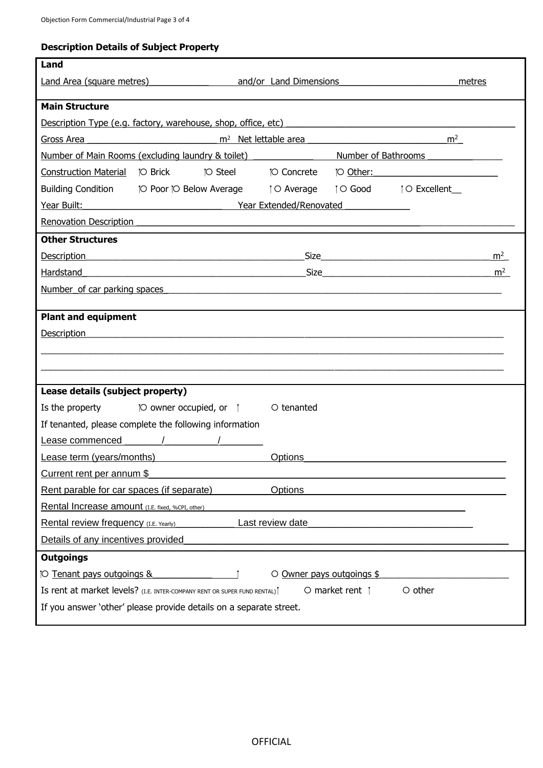## Description Details of Subject Property

### Land

Land Area (square metres)____________ and/or Land Dimensions________________________metres

### Main Structure

Description Type (e.g. factory, warehouse, shop, office, etc) ____________________________________________

Gross Area ___________________________ m² Net lettable area ____________________________m²

Number of Main Rooms (excluding laundry & toilet) ____________ Number of Bathrooms ________________

Construction Material ○ Brick ○ Steel ○ Concrete ○ Other:________________________

Building Condition ○ Poor ○ Below Average ○ Average ○ Good ○ Excellent__

Year Built:_____________________________ Year Extended/Renovated _____________

Renovation Description ______________________________________________________________________

### Other Structures

Description______________________________________________Size__________________________________m²

Hardstand_______________________________________________Size_________________________________m²

Number_of car parking spaces_____________________________________________________________________

### Plant and equipment

Description_______________________________________________________________________________________

__________________________________________________________________________________________________

__________________________________________________________________________________________________

### Lease details (subject property)

Is the property ○ owner occupied, or ○ tenanted

If tenanted, please complete the following information

Lease commenced _______/__________/________

Lease term (years/months)______________________ Options_______________________________________

Current rent per annum $__________________________________________________________________________

Rent parable for car spaces (if separate)___________ Options_______________________________________

Rental Increase amount (I.E. fixed, %CPI, other)_____________________________________________________

Rental review frequency (I.E. Yearly)_____________ Last review date______________________________

Details of any incentives provided________________________________________________________________

### Outgoings

○ Tenant pays outgoings &_________________ ○ Owner pays outgoings $_________________________

Is rent at market levels? (I.E. INTER-COMPANY RENT OR SUPER FUND RENTAL) ○ market rent ○ other

If you answer 'other' please provide details on a separate street.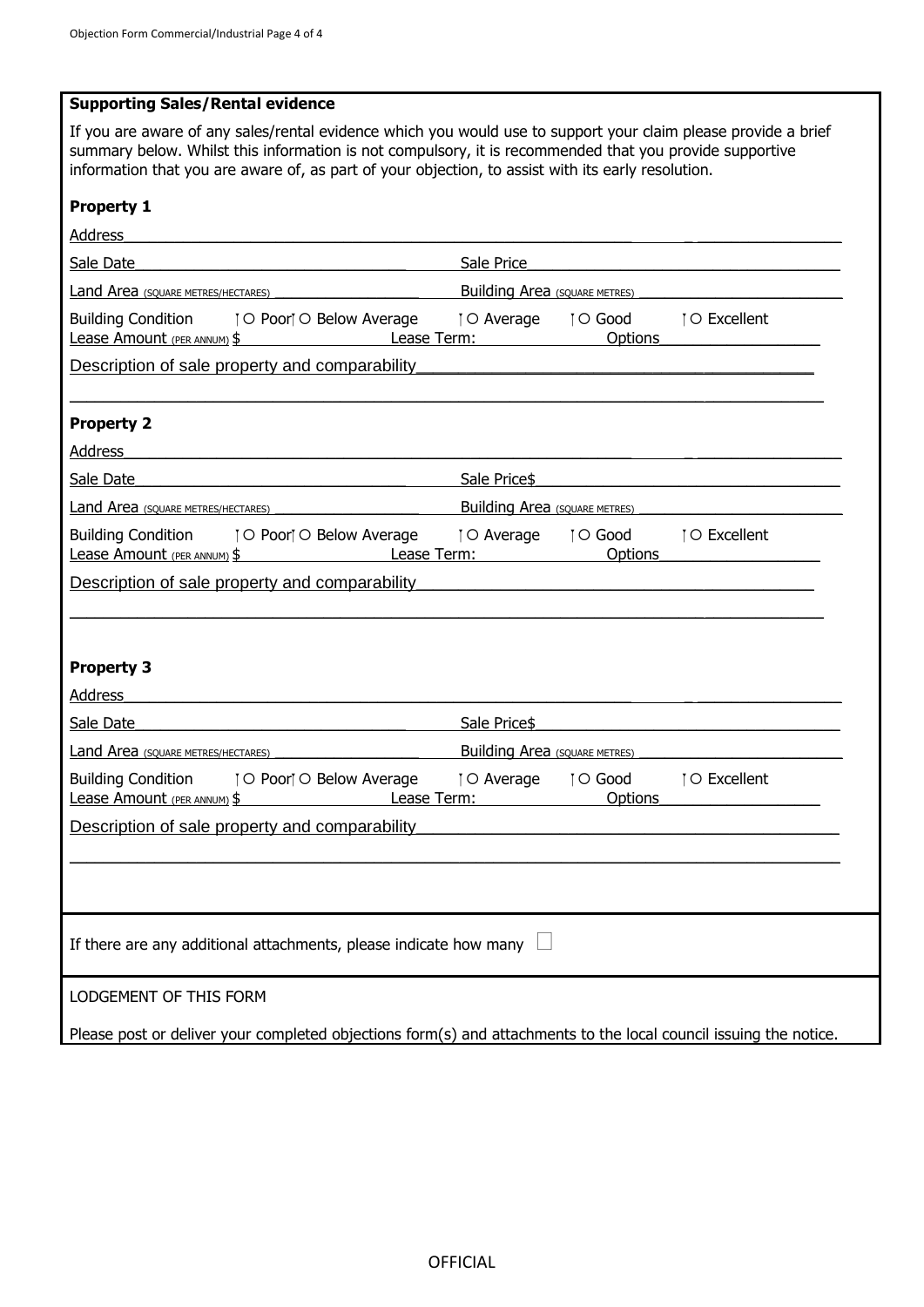**Supporting Sales/Rental evidence**

If you are aware of any sales/rental evidence which you would use to support your claim please provide a brief summary below. Whilst this information is not compulsory, it is recommended that you provide supportive information that you are aware of, as part of your objection, to assist with its early resolution.

**Property 1**

Address________________________________________________________________

Sale Date_______________________________ Sale Price___________________________________

Land Area (SQUARE METRES/HECTARES) __________________ Building Area (SQUARE METRES) ________________________

Building Condition ○ Poor ○ Below Average ○ Average ○ Good ○ Excellent

Lease Amount (PER ANNUM) $ Lease Term: Options__________________

Description of sale property and comparability________________________________________

______________________________________________________________________________

**Property 2**

Address________________________________________________________________

Sale Date_______________________________ Sale Price$___________________________________

Land Area (SQUARE METRES/HECTARES) __________________ Building Area (SQUARE METRES) ________________________

Building Condition ○ Poor ○ Below Average ○ Average ○ Good ○ Excellent

Lease Amount (PER ANNUM) $ Lease Term: Options__________________

Description of sale property and comparability________________________________________

______________________________________________________________________________

**Property 3**

Address________________________________________________________________

Sale Date_______________________________ Sale Price$___________________________________

Land Area (SQUARE METRES/HECTARES) __________________ Building Area (SQUARE METRES) ________________________

Building Condition ○ Poor ○ Below Average ○ Average ○ Good ○ Excellent

Lease Amount (PER ANNUM) $ Lease Term: Options__________________

Description of sale property and comparability________________________________________

______________________________________________________________________________

If there are any additional attachments, please indicate how many ☐

LODGEMENT OF THIS FORM

Please post or deliver your completed objections form(s) and attachments to the local council issuing the notice.

OFFICIAL